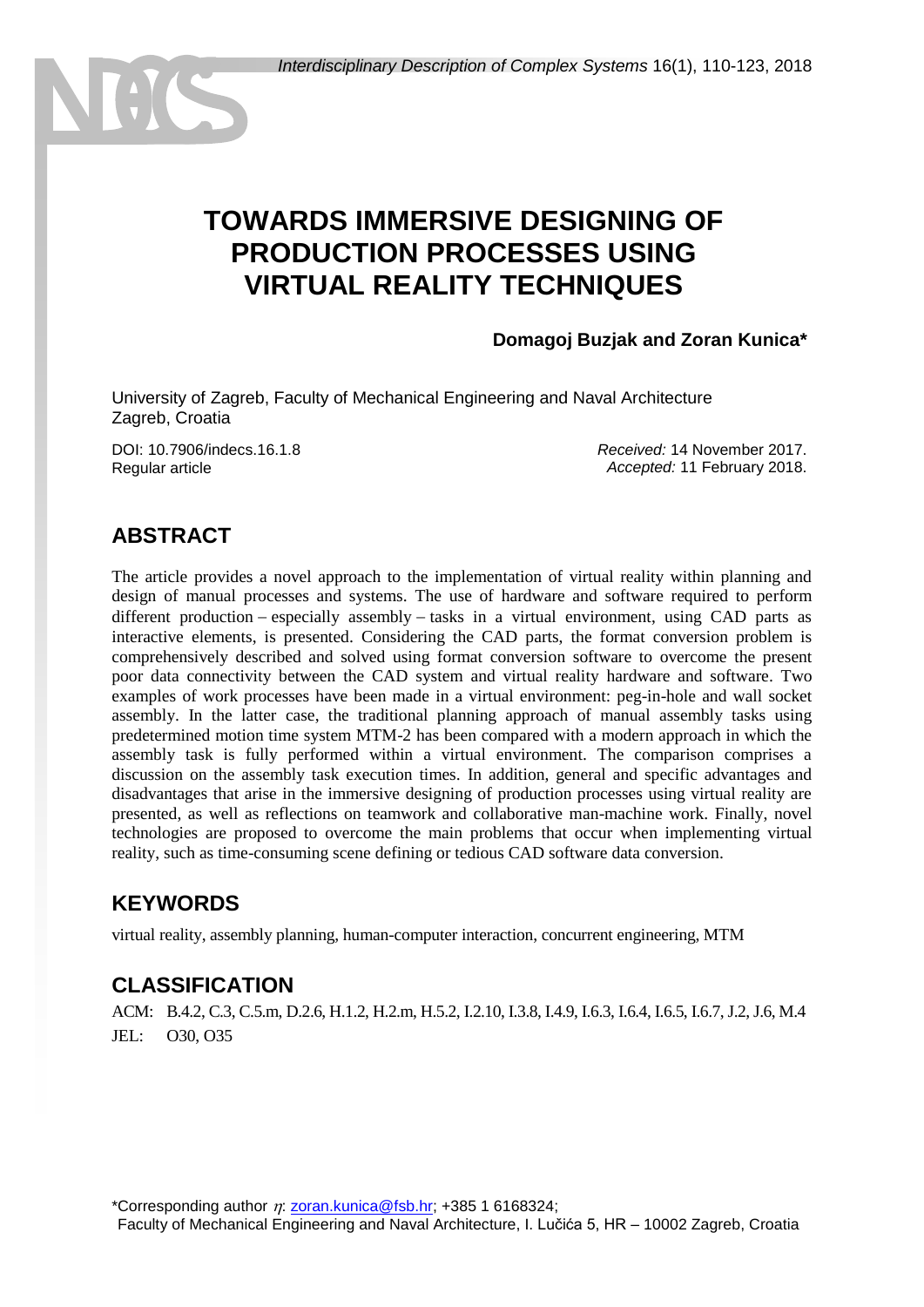# TOWARDS IMMERSIVE DESIGNING OF PRODUCTION PROCESSES USING VIRTUAL REALITY TECHNIQUES

**Domagoj Buzjak and Zoran Kunica***

University of Zagreb, Faculty of Mechanical Engineering and Naval Architecture
Zagreb, Croatia

DOI: 10.7906/indecs.16.1.8
Regular article

*Received:* 14 November 2017.
*Accepted:* 11 February 2018.

## ABSTRACT

The article provides a novel approach to the implementation of virtual reality within planning and design of manual processes and systems. The use of hardware and software required to perform different production – especially assembly – tasks in a virtual environment, using CAD parts as interactive elements, is presented. Considering the CAD parts, the format conversion problem is comprehensively described and solved using format conversion software to overcome the present poor data connectivity between the CAD system and virtual reality hardware and software. Two examples of work processes have been made in a virtual environment: peg-in-hole and wall socket assembly. In the latter case, the traditional planning approach of manual assembly tasks using predetermined motion time system MTM-2 has been compared with a modern approach in which the assembly task is fully performed within a virtual environment. The comparison comprises a discussion on the assembly task execution times. In addition, general and specific advantages and disadvantages that arise in the immersive designing of production processes using virtual reality are presented, as well as reflections on teamwork and collaborative man-machine work. Finally, novel technologies are proposed to overcome the main problems that occur when implementing virtual reality, such as time-consuming scene defining or tedious CAD software data conversion.

## KEYWORDS

virtual reality, assembly planning, human-computer interaction, concurrent engineering, MTM

## CLASSIFICATION

ACM: B.4.2, C.3, C.5.m, D.2.6, H.1.2, H.2.m, H.5.2, I.2.10, I.3.8, I.4.9, I.6.3, I.6.4, I.6.5, I.6.7, J.2, J.6, M.4
JEL: O30, O35

*Corresponding author $\eta$: zoran.kunica@fsb.hr; +385 1 6168324;
Faculty of Mechanical Engineering and Naval Architecture, I. Lučića 5, HR – 10002 Zagreb, Croatia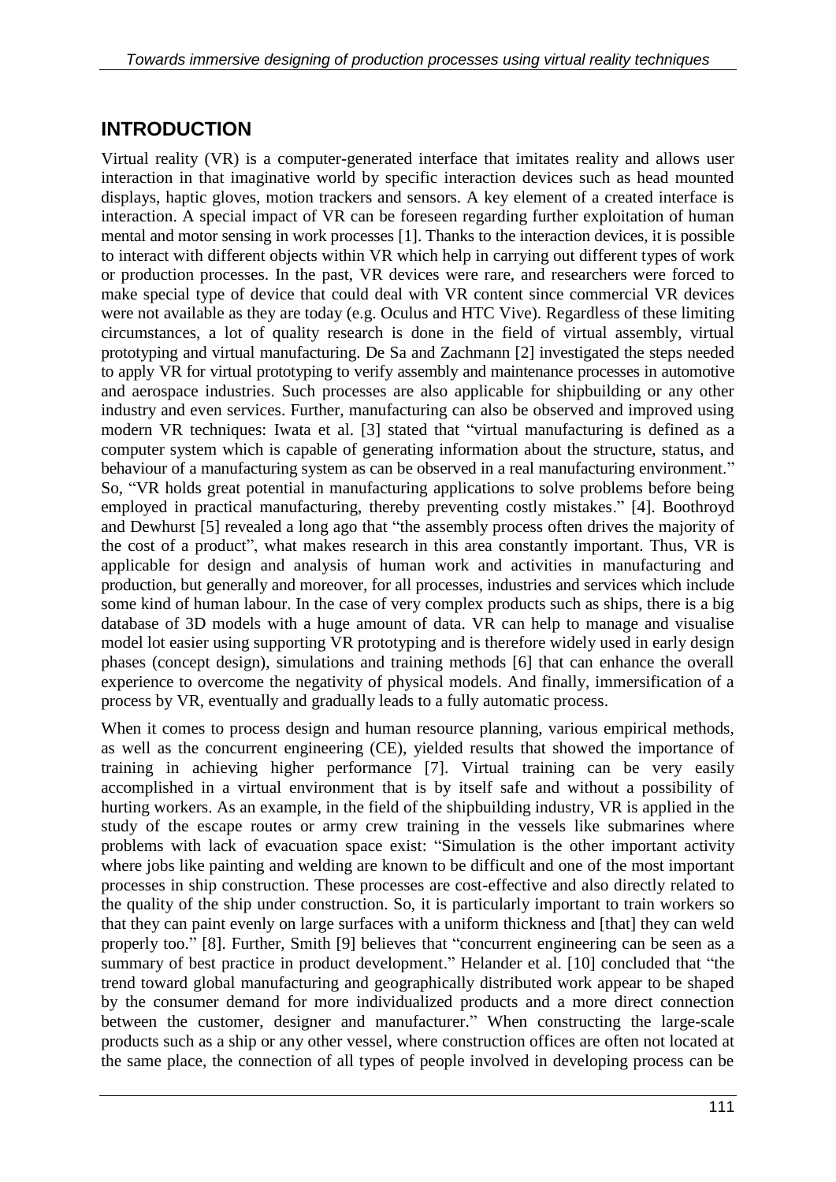## INTRODUCTION

Virtual reality (VR) is a computer-generated interface that imitates reality and allows user interaction in that imaginative world by specific interaction devices such as head mounted displays, haptic gloves, motion trackers and sensors. A key element of a created interface is interaction. A special impact of VR can be foreseen regarding further exploitation of human mental and motor sensing in work processes [1]. Thanks to the interaction devices, it is possible to interact with different objects within VR which help in carrying out different types of work or production processes. In the past, VR devices were rare, and researchers were forced to make special type of device that could deal with VR content since commercial VR devices were not available as they are today (e.g. Oculus and HTC Vive). Regardless of these limiting circumstances, a lot of quality research is done in the field of virtual assembly, virtual prototyping and virtual manufacturing. De Sa and Zachmann [2] investigated the steps needed to apply VR for virtual prototyping to verify assembly and maintenance processes in automotive and aerospace industries. Such processes are also applicable for shipbuilding or any other industry and even services. Further, manufacturing can also be observed and improved using modern VR techniques: Iwata et al. [3] stated that "virtual manufacturing is defined as a computer system which is capable of generating information about the structure, status, and behaviour of a manufacturing system as can be observed in a real manufacturing environment." So, "VR holds great potential in manufacturing applications to solve problems before being employed in practical manufacturing, thereby preventing costly mistakes." [4]. Boothroyd and Dewhurst [5] revealed a long ago that "the assembly process often drives the majority of the cost of a product", what makes research in this area constantly important. Thus, VR is applicable for design and analysis of human work and activities in manufacturing and production, but generally and moreover, for all processes, industries and services which include some kind of human labour. In the case of very complex products such as ships, there is a big database of 3D models with a huge amount of data. VR can help to manage and visualise model lot easier using supporting VR prototyping and is therefore widely used in early design phases (concept design), simulations and training methods [6] that can enhance the overall experience to overcome the negativity of physical models. And finally, immersification of a process by VR, eventually and gradually leads to a fully automatic process.

When it comes to process design and human resource planning, various empirical methods, as well as the concurrent engineering (CE), yielded results that showed the importance of training in achieving higher performance [7]. Virtual training can be very easily accomplished in a virtual environment that is by itself safe and without a possibility of hurting workers. As an example, in the field of the shipbuilding industry, VR is applied in the study of the escape routes or army crew training in the vessels like submarines where problems with lack of evacuation space exist: "Simulation is the other important activity where jobs like painting and welding are known to be difficult and one of the most important processes in ship construction. These processes are cost-effective and also directly related to the quality of the ship under construction. So, it is particularly important to train workers so that they can paint evenly on large surfaces with a uniform thickness and [that] they can weld properly too." [8]. Further, Smith [9] believes that "concurrent engineering can be seen as a summary of best practice in product development." Helander et al. [10] concluded that "the trend toward global manufacturing and geographically distributed work appear to be shaped by the consumer demand for more individualized products and a more direct connection between the customer, designer and manufacturer." When constructing the large-scale products such as a ship or any other vessel, where construction offices are often not located at the same place, the connection of all types of people involved in developing process can be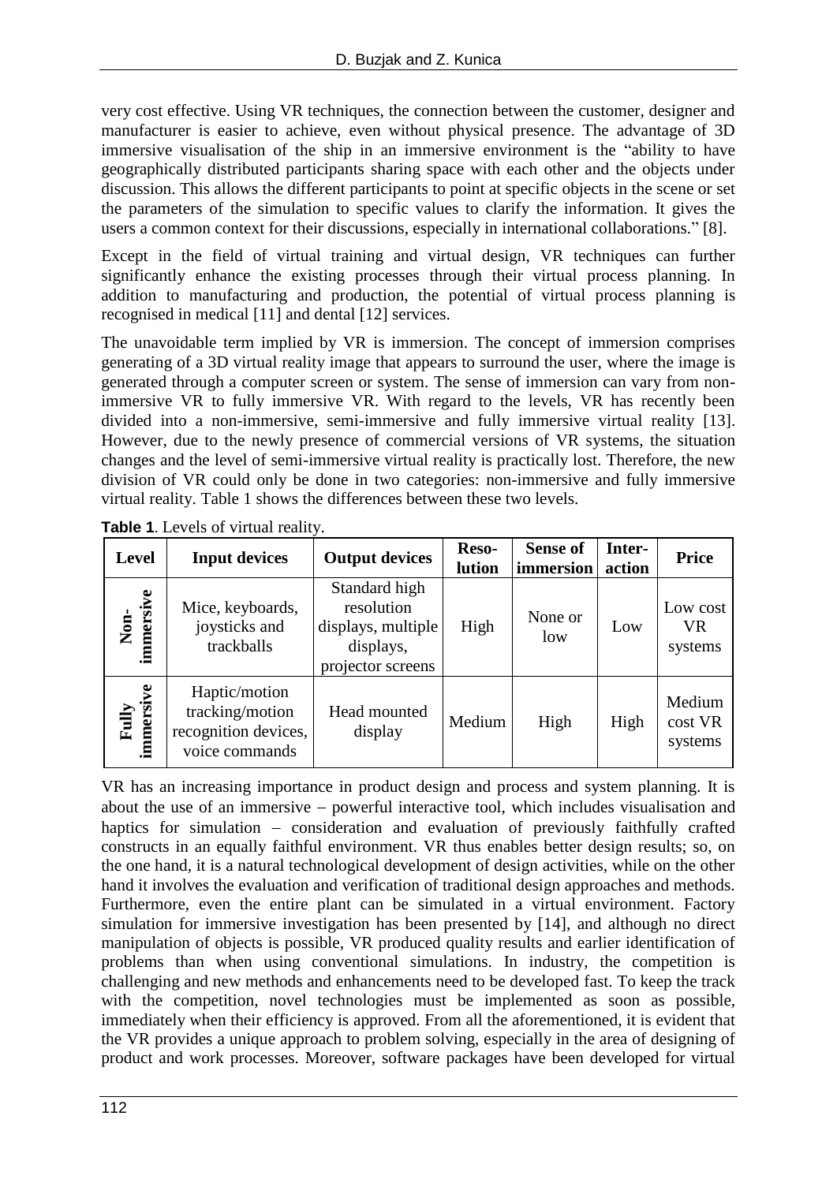very cost effective. Using VR techniques, the connection between the customer, designer and manufacturer is easier to achieve, even without physical presence. The advantage of 3D immersive visualisation of the ship in an immersive environment is the "ability to have geographically distributed participants sharing space with each other and the objects under discussion. This allows the different participants to point at specific objects in the scene or set the parameters of the simulation to specific values to clarify the information. It gives the users a common context for their discussions, especially in international collaborations." [8].

Except in the field of virtual training and virtual design, VR techniques can further significantly enhance the existing processes through their virtual process planning. In addition to manufacturing and production, the potential of virtual process planning is recognised in medical [11] and dental [12] services.

The unavoidable term implied by VR is immersion. The concept of immersion comprises generating of a 3D virtual reality image that appears to surround the user, where the image is generated through a computer screen or system. The sense of immersion can vary from non-immersive VR to fully immersive VR. With regard to the levels, VR has recently been divided into a non-immersive, semi-immersive and fully immersive virtual reality [13]. However, due to the newly presence of commercial versions of VR systems, the situation changes and the level of semi-immersive virtual reality is practically lost. Therefore, the new division of VR could only be done in two categories: non-immersive and fully immersive virtual reality. Table 1 shows the differences between these two levels.

**Table 1**. Levels of virtual reality.

| Level | Input devices | Output devices | Resolution | Sense of immersion | Interaction | Price |
|---|---|---|---|---|---|---|
| Non-immersive | Mice, keyboards, joysticks and trackballs | Standard high resolution displays, multiple displays, projector screens | High | None or low | Low | Low cost VR systems |
| Fully immersive | Haptic/motion tracking/motion recognition devices, voice commands | Head mounted display | Medium | High | High | Medium cost VR systems |

VR has an increasing importance in product design and process and system planning. It is about the use of an immersive – powerful interactive tool, which includes visualisation and haptics for simulation – consideration and evaluation of previously faithfully crafted constructs in an equally faithful environment. VR thus enables better design results; so, on the one hand, it is a natural technological development of design activities, while on the other hand it involves the evaluation and verification of traditional design approaches and methods. Furthermore, even the entire plant can be simulated in a virtual environment. Factory simulation for immersive investigation has been presented by [14], and although no direct manipulation of objects is possible, VR produced quality results and earlier identification of problems than when using conventional simulations. In industry, the competition is challenging and new methods and enhancements need to be developed fast. To keep the track with the competition, novel technologies must be implemented as soon as possible, immediately when their efficiency is approved. From all the aforementioned, it is evident that the VR provides a unique approach to problem solving, especially in the area of designing of product and work processes. Moreover, software packages have been developed for virtual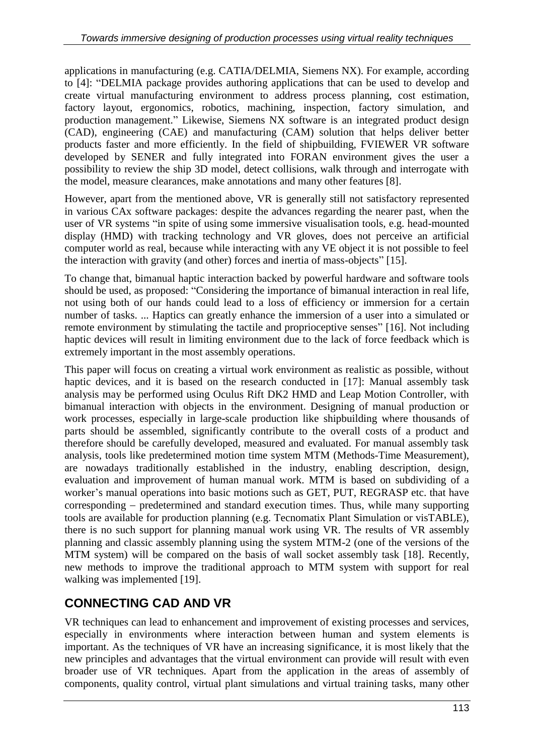applications in manufacturing (e.g. CATIA/DELMIA, Siemens NX). For example, according to [4]: "DELMIA package provides authoring applications that can be used to develop and create virtual manufacturing environment to address process planning, cost estimation, factory layout, ergonomics, robotics, machining, inspection, factory simulation, and production management." Likewise, Siemens NX software is an integrated product design (CAD), engineering (CAE) and manufacturing (CAM) solution that helps deliver better products faster and more efficiently. In the field of shipbuilding, FVIEWER VR software developed by SENER and fully integrated into FORAN environment gives the user a possibility to review the ship 3D model, detect collisions, walk through and interrogate with the model, measure clearances, make annotations and many other features [8].

However, apart from the mentioned above, VR is generally still not satisfactory represented in various CAx software packages: despite the advances regarding the nearer past, when the user of VR systems "in spite of using some immersive visualisation tools, e.g. head-mounted display (HMD) with tracking technology and VR gloves, does not perceive an artificial computer world as real, because while interacting with any VE object it is not possible to feel the interaction with gravity (and other) forces and inertia of mass-objects" [15].

To change that, bimanual haptic interaction backed by powerful hardware and software tools should be used, as proposed: "Considering the importance of bimanual interaction in real life, not using both of our hands could lead to a loss of efficiency or immersion for a certain number of tasks. ... Haptics can greatly enhance the immersion of a user into a simulated or remote environment by stimulating the tactile and proprioceptive senses" [16]. Not including haptic devices will result in limiting environment due to the lack of force feedback which is extremely important in the most assembly operations.

This paper will focus on creating a virtual work environment as realistic as possible, without haptic devices, and it is based on the research conducted in [17]: Manual assembly task analysis may be performed using Oculus Rift DK2 HMD and Leap Motion Controller, with bimanual interaction with objects in the environment. Designing of manual production or work processes, especially in large-scale production like shipbuilding where thousands of parts should be assembled, significantly contribute to the overall costs of a product and therefore should be carefully developed, measured and evaluated. For manual assembly task analysis, tools like predetermined motion time system MTM (Methods-Time Measurement), are nowadays traditionally established in the industry, enabling description, design, evaluation and improvement of human manual work. MTM is based on subdividing of a worker's manual operations into basic motions such as GET, PUT, REGRASP etc. that have corresponding – predetermined and standard execution times. Thus, while many supporting tools are available for production planning (e.g. Tecnomatix Plant Simulation or visTABLE), there is no such support for planning manual work using VR. The results of VR assembly planning and classic assembly planning using the system MTM-2 (one of the versions of the MTM system) will be compared on the basis of wall socket assembly task [18]. Recently, new methods to improve the traditional approach to MTM system with support for real walking was implemented [19].

## CONNECTING CAD AND VR

VR techniques can lead to enhancement and improvement of existing processes and services, especially in environments where interaction between human and system elements is important. As the techniques of VR have an increasing significance, it is most likely that the new principles and advantages that the virtual environment can provide will result with even broader use of VR techniques. Apart from the application in the areas of assembly of components, quality control, virtual plant simulations and virtual training tasks, many other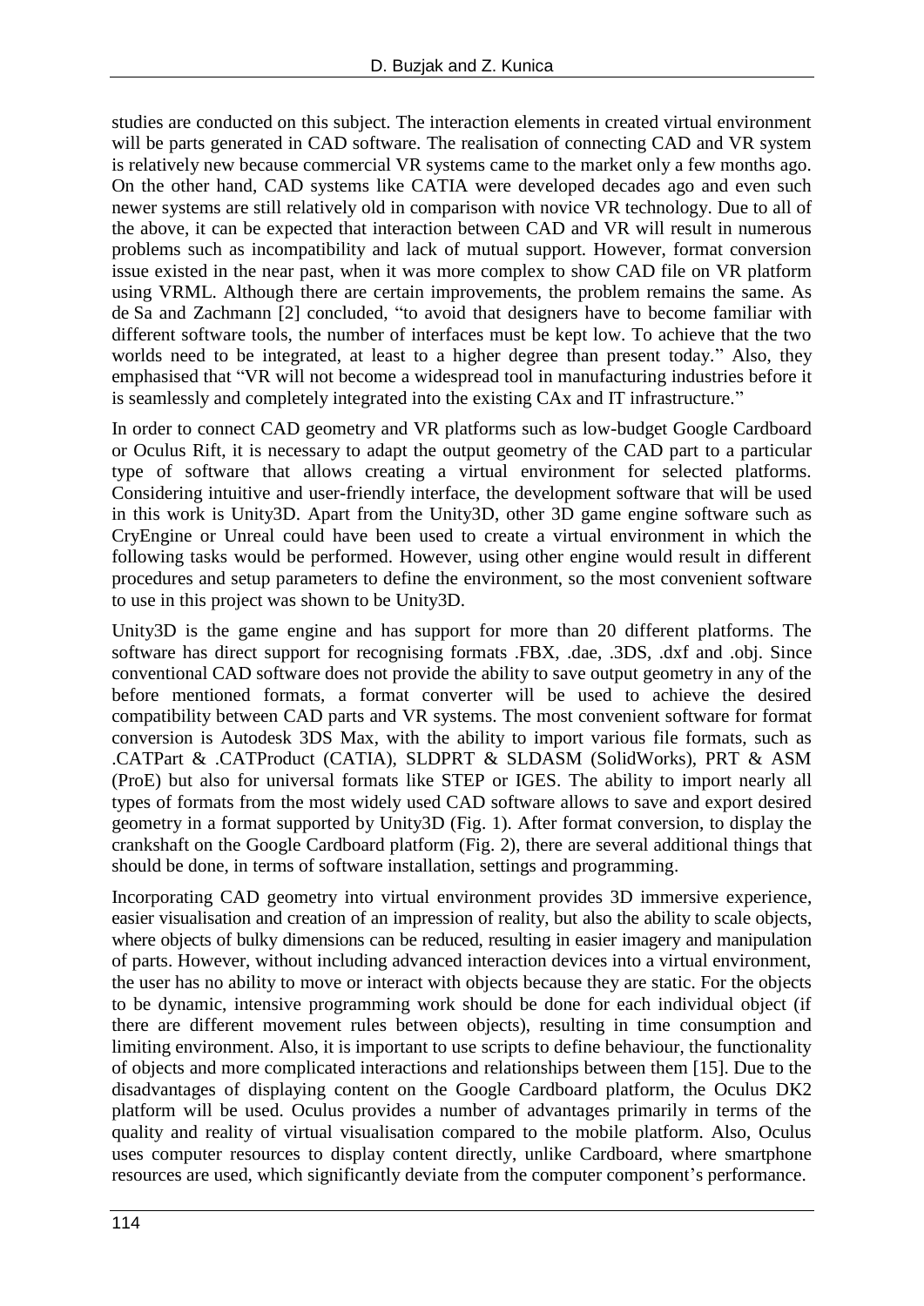studies are conducted on this subject. The interaction elements in created virtual environment will be parts generated in CAD software. The realisation of connecting CAD and VR system is relatively new because commercial VR systems came to the market only a few months ago. On the other hand, CAD systems like CATIA were developed decades ago and even such newer systems are still relatively old in comparison with novice VR technology. Due to all of the above, it can be expected that interaction between CAD and VR will result in numerous problems such as incompatibility and lack of mutual support. However, format conversion issue existed in the near past, when it was more complex to show CAD file on VR platform using VRML. Although there are certain improvements, the problem remains the same. As de Sa and Zachmann [2] concluded, "to avoid that designers have to become familiar with different software tools, the number of interfaces must be kept low. To achieve that the two worlds need to be integrated, at least to a higher degree than present today." Also, they emphasised that "VR will not become a widespread tool in manufacturing industries before it is seamlessly and completely integrated into the existing CAx and IT infrastructure."

In order to connect CAD geometry and VR platforms such as low-budget Google Cardboard or Oculus Rift, it is necessary to adapt the output geometry of the CAD part to a particular type of software that allows creating a virtual environment for selected platforms. Considering intuitive and user-friendly interface, the development software that will be used in this work is Unity3D. Apart from the Unity3D, other 3D game engine software such as CryEngine or Unreal could have been used to create a virtual environment in which the following tasks would be performed. However, using other engine would result in different procedures and setup parameters to define the environment, so the most convenient software to use in this project was shown to be Unity3D.

Unity3D is the game engine and has support for more than 20 different platforms. The software has direct support for recognising formats .FBX, .dae, .3DS, .dxf and .obj. Since conventional CAD software does not provide the ability to save output geometry in any of the before mentioned formats, a format converter will be used to achieve the desired compatibility between CAD parts and VR systems. The most convenient software for format conversion is Autodesk 3DS Max, with the ability to import various file formats, such as .CATPart & .CATProduct (CATIA), SLDPRT & SLDASM (SolidWorks), PRT & ASM (ProE) but also for universal formats like STEP or IGES. The ability to import nearly all types of formats from the most widely used CAD software allows to save and export desired geometry in a format supported by Unity3D (Fig. 1). After format conversion, to display the crankshaft on the Google Cardboard platform (Fig. 2), there are several additional things that should be done, in terms of software installation, settings and programming.

Incorporating CAD geometry into virtual environment provides 3D immersive experience, easier visualisation and creation of an impression of reality, but also the ability to scale objects, where objects of bulky dimensions can be reduced, resulting in easier imagery and manipulation of parts. However, without including advanced interaction devices into a virtual environment, the user has no ability to move or interact with objects because they are static. For the objects to be dynamic, intensive programming work should be done for each individual object (if there are different movement rules between objects), resulting in time consumption and limiting environment. Also, it is important to use scripts to define behaviour, the functionality of objects and more complicated interactions and relationships between them [15]. Due to the disadvantages of displaying content on the Google Cardboard platform, the Oculus DK2 platform will be used. Oculus provides a number of advantages primarily in terms of the quality and reality of virtual visualisation compared to the mobile platform. Also, Oculus uses computer resources to display content directly, unlike Cardboard, where smartphone resources are used, which significantly deviate from the computer component's performance.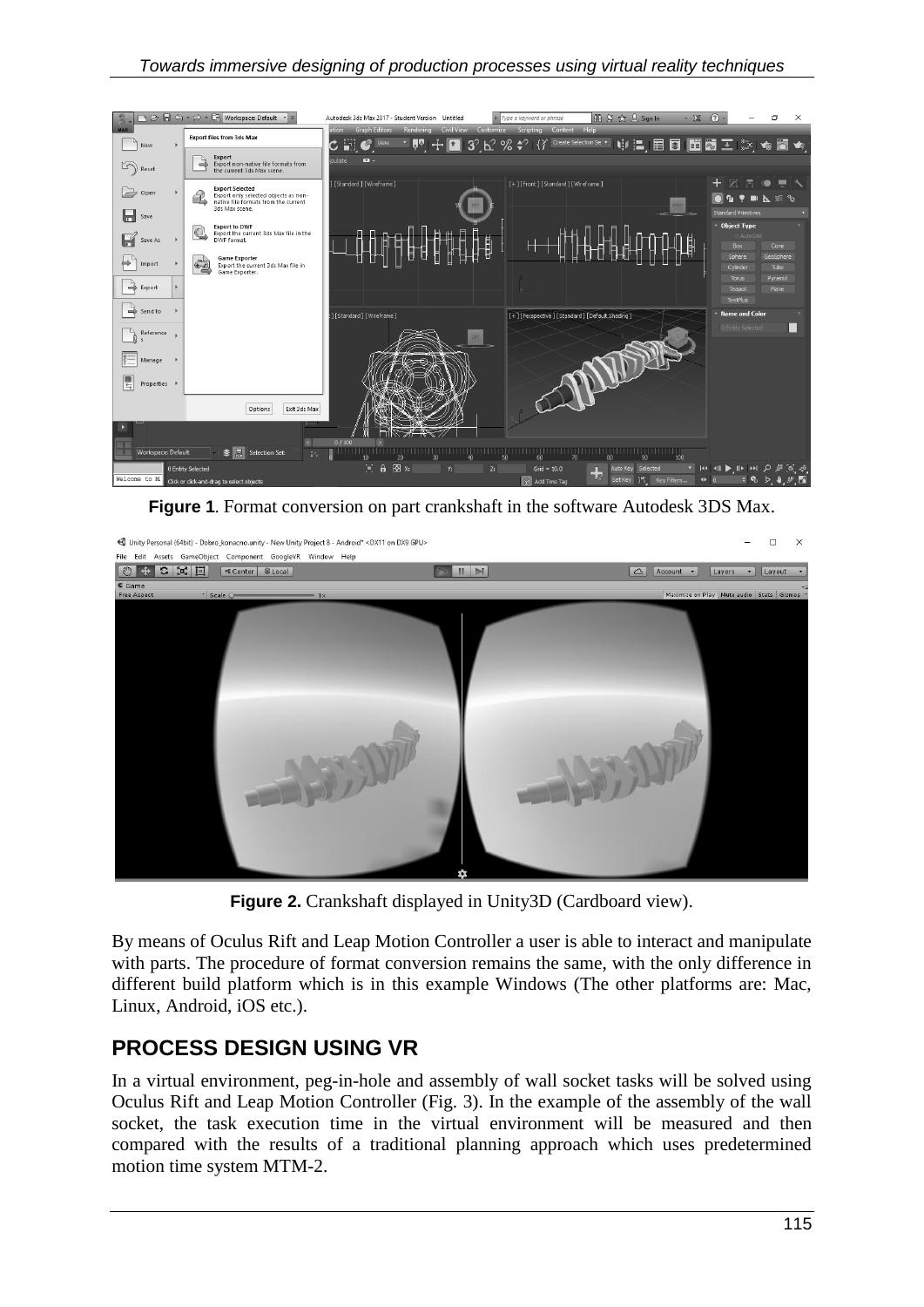**Figure 1**. Format conversion on part crankshaft in the software Autodesk 3DS Max.

**Figure 2.** Crankshaft displayed in Unity3D (Cardboard view).

By means of Oculus Rift and Leap Motion Controller a user is able to interact and manipulate with parts. The procedure of format conversion remains the same, with the only difference in different build platform which is in this example Windows (The other platforms are: Mac, Linux, Android, iOS etc.).

## PROCESS DESIGN USING VR

In a virtual environment, peg-in-hole and assembly of wall socket tasks will be solved using Oculus Rift and Leap Motion Controller (Fig. 3). In the example of the assembly of the wall socket, the task execution time in the virtual environment will be measured and then compared with the results of a traditional planning approach which uses predetermined motion time system MTM-2.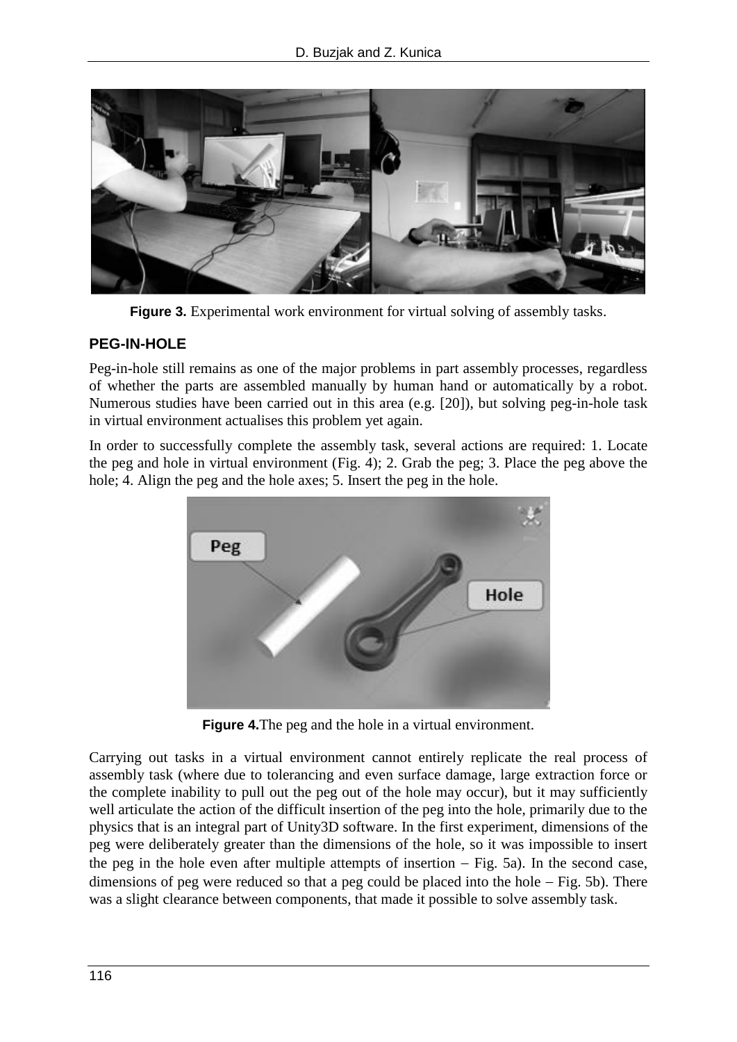**Figure 3.** Experimental work environment for virtual solving of assembly tasks.

## PEG-IN-HOLE

Peg-in-hole still remains as one of the major problems in part assembly processes, regardless of whether the parts are assembled manually by human hand or automatically by a robot. Numerous studies have been carried out in this area (e.g. [20]), but solving peg-in-hole task in virtual environment actualises this problem yet again.

In order to successfully complete the assembly task, several actions are required: 1. Locate the peg and hole in virtual environment (Fig. 4); 2. Grab the peg; 3. Place the peg above the hole; 4. Align the peg and the hole axes; 5. Insert the peg in the hole.

**Figure 4.** The peg and the hole in a virtual environment.

Carrying out tasks in a virtual environment cannot entirely replicate the real process of assembly task (where due to tolerancing and even surface damage, large extraction force or the complete inability to pull out the peg out of the hole may occur), but it may sufficiently well articulate the action of the difficult insertion of the peg into the hole, primarily due to the physics that is an integral part of Unity3D software. In the first experiment, dimensions of the peg were deliberately greater than the dimensions of the hole, so it was impossible to insert the peg in the hole even after multiple attempts of insertion – Fig. 5a). In the second case, dimensions of peg were reduced so that a peg could be placed into the hole – Fig. 5b). There was a slight clearance between components, that made it possible to solve assembly task.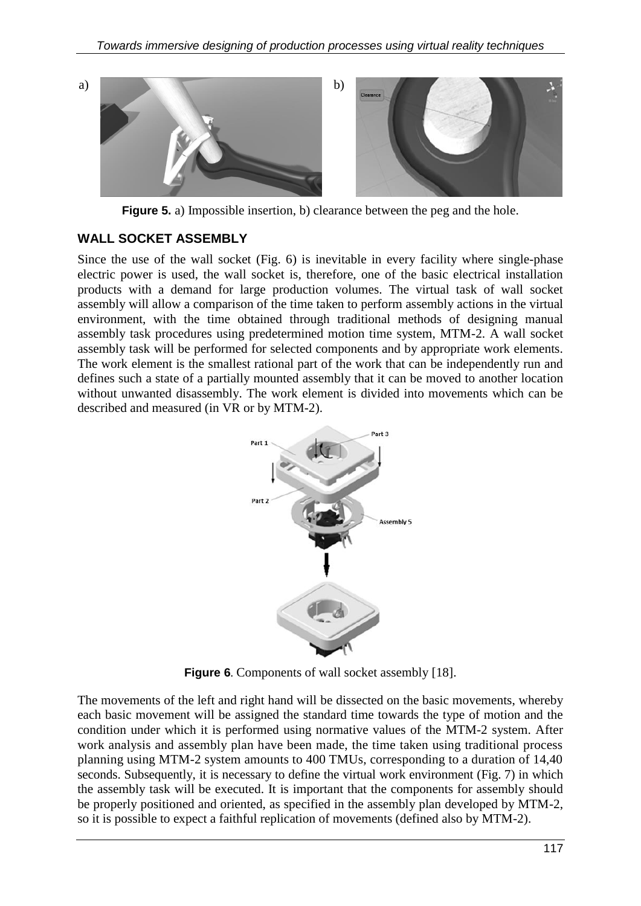**Figure 5.** a) Impossible insertion, b) clearance between the peg and the hole.

## WALL SOCKET ASSEMBLY

Since the use of the wall socket (Fig. 6) is inevitable in every facility where single-phase electric power is used, the wall socket is, therefore, one of the basic electrical installation products with a demand for large production volumes. The virtual task of wall socket assembly will allow a comparison of the time taken to perform assembly actions in the virtual environment, with the time obtained through traditional methods of designing manual assembly task procedures using predetermined motion time system, MTM-2. A wall socket assembly task will be performed for selected components and by appropriate work elements. The work element is the smallest rational part of the work that can be independently run and defines such a state of a partially mounted assembly that it can be moved to another location without unwanted disassembly. The work element is divided into movements which can be described and measured (in VR or by MTM-2).

**Figure 6**. Components of wall socket assembly [18].

The movements of the left and right hand will be dissected on the basic movements, whereby each basic movement will be assigned the standard time towards the type of motion and the condition under which it is performed using normative values of the MTM-2 system. After work analysis and assembly plan have been made, the time taken using traditional process planning using MTM-2 system amounts to 400 TMUs, corresponding to a duration of 14,40 seconds. Subsequently, it is necessary to define the virtual work environment (Fig. 7) in which the assembly task will be executed. It is important that the components for assembly should be properly positioned and oriented, as specified in the assembly plan developed by MTM-2, so it is possible to expect a faithful replication of movements (defined also by MTM-2).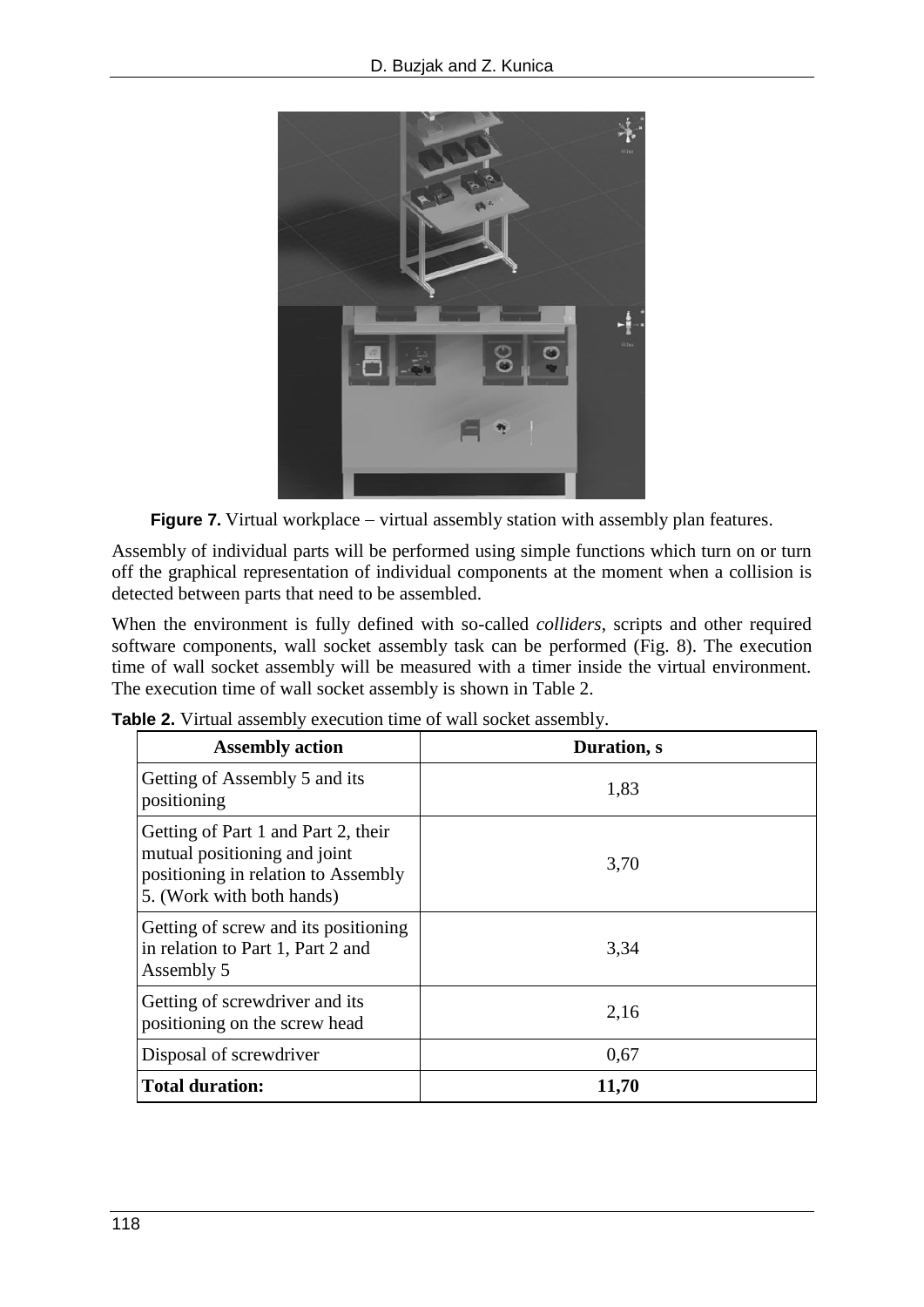**Figure 7.** Virtual workplace – virtual assembly station with assembly plan features.

Assembly of individual parts will be performed using simple functions which turn on or turn off the graphical representation of individual components at the moment when a collision is detected between parts that need to be assembled.

When the environment is fully defined with so-called *colliders*, scripts and other required software components, wall socket assembly task can be performed (Fig. 8). The execution time of wall socket assembly will be measured with a timer inside the virtual environment. The execution time of wall socket assembly is shown in Table 2.

**Table 2.** Virtual assembly execution time of wall socket assembly.

| Assembly action | Duration, s |
|---|---|
| Getting of Assembly 5 and its positioning | 1,83 |
| Getting of Part 1 and Part 2, their mutual positioning and joint positioning in relation to Assembly 5. (Work with both hands) | 3,70 |
| Getting of screw and its positioning in relation to Part 1, Part 2 and Assembly 5 | 3,34 |
| Getting of screwdriver and its positioning on the screw head | 2,16 |
| Disposal of screwdriver | 0,67 |
| **Total duration:** | **11,70** |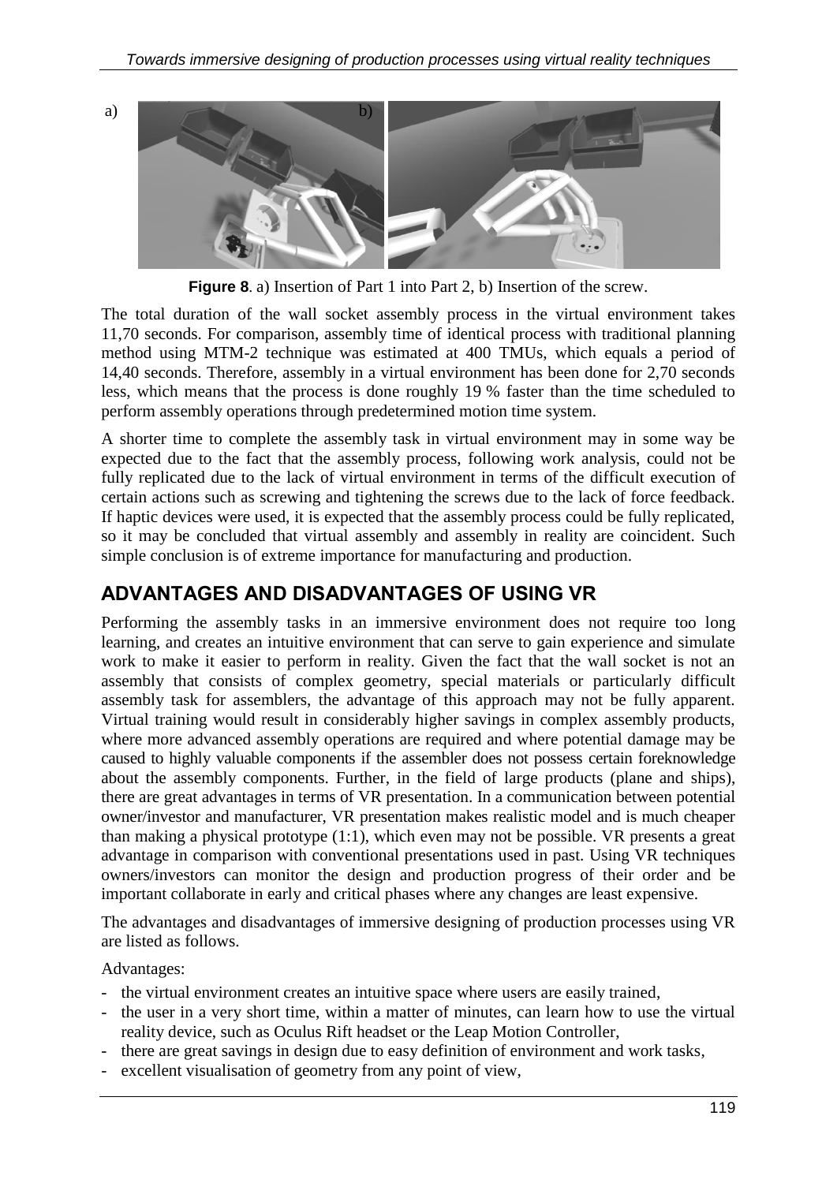**Figure 8**. a) Insertion of Part 1 into Part 2, b) Insertion of the screw.

The total duration of the wall socket assembly process in the virtual environment takes 11,70 seconds. For comparison, assembly time of identical process with traditional planning method using MTM-2 technique was estimated at 400 TMUs, which equals a period of 14,40 seconds. Therefore, assembly in a virtual environment has been done for 2,70 seconds less, which means that the process is done roughly 19 % faster than the time scheduled to perform assembly operations through predetermined motion time system.

A shorter time to complete the assembly task in virtual environment may in some way be expected due to the fact that the assembly process, following work analysis, could not be fully replicated due to the lack of virtual environment in terms of the difficult execution of certain actions such as screwing and tightening the screws due to the lack of force feedback. If haptic devices were used, it is expected that the assembly process could be fully replicated, so it may be concluded that virtual assembly and assembly in reality are coincident. Such simple conclusion is of extreme importance for manufacturing and production.

## ADVANTAGES AND DISADVANTAGES OF USING VR

Performing the assembly tasks in an immersive environment does not require too long learning, and creates an intuitive environment that can serve to gain experience and simulate work to make it easier to perform in reality. Given the fact that the wall socket is not an assembly that consists of complex geometry, special materials or particularly difficult assembly task for assemblers, the advantage of this approach may not be fully apparent. Virtual training would result in considerably higher savings in complex assembly products, where more advanced assembly operations are required and where potential damage may be caused to highly valuable components if the assembler does not possess certain foreknowledge about the assembly components. Further, in the field of large products (plane and ships), there are great advantages in terms of VR presentation. In a communication between potential owner/investor and manufacturer, VR presentation makes realistic model and is much cheaper than making a physical prototype (1:1), which even may not be possible. VR presents a great advantage in comparison with conventional presentations used in past. Using VR techniques owners/investors can monitor the design and production progress of their order and be important collaborate in early and critical phases where any changes are least expensive.

The advantages and disadvantages of immersive designing of production processes using VR are listed as follows.

Advantages:

- the virtual environment creates an intuitive space where users are easily trained,
- the user in a very short time, within a matter of minutes, can learn how to use the virtual reality device, such as Oculus Rift headset or the Leap Motion Controller,
- there are great savings in design due to easy definition of environment and work tasks,
- excellent visualisation of geometry from any point of view,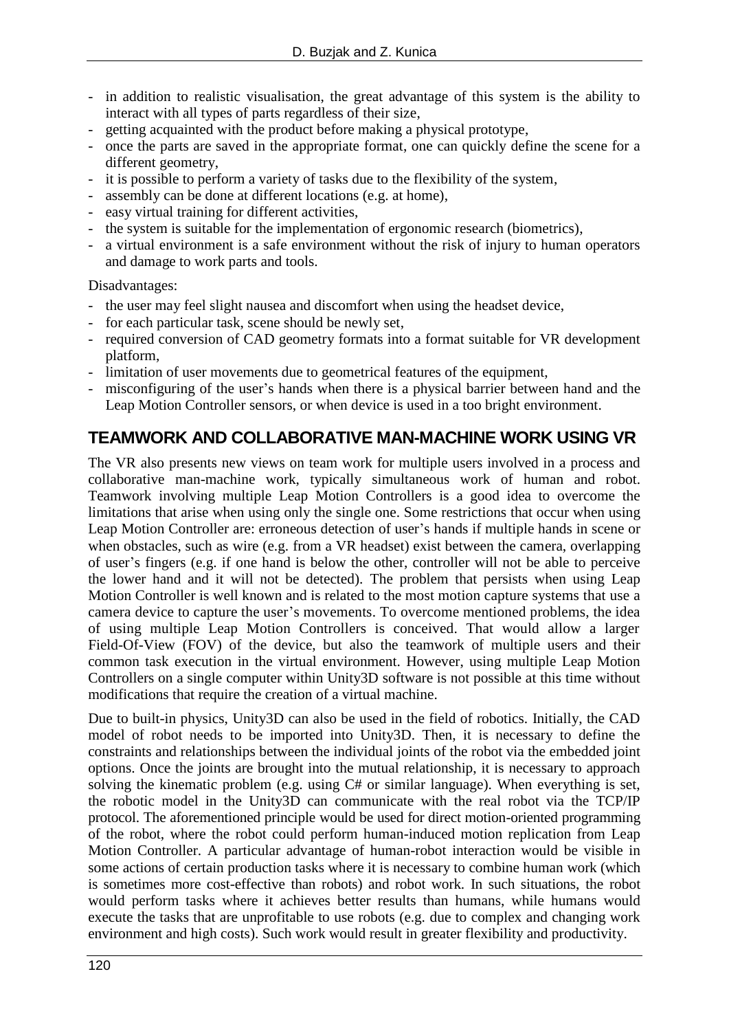- in addition to realistic visualisation, the great advantage of this system is the ability to interact with all types of parts regardless of their size,
- getting acquainted with the product before making a physical prototype,
- once the parts are saved in the appropriate format, one can quickly define the scene for a different geometry,
- it is possible to perform a variety of tasks due to the flexibility of the system,
- assembly can be done at different locations (e.g. at home),
- easy virtual training for different activities,
- the system is suitable for the implementation of ergonomic research (biometrics),
- a virtual environment is a safe environment without the risk of injury to human operators and damage to work parts and tools.

Disadvantages:

- the user may feel slight nausea and discomfort when using the headset device,
- for each particular task, scene should be newly set,
- required conversion of CAD geometry formats into a format suitable for VR development platform,
- limitation of user movements due to geometrical features of the equipment,
- misconfiguring of the user's hands when there is a physical barrier between hand and the Leap Motion Controller sensors, or when device is used in a too bright environment.

## TEAMWORK AND COLLABORATIVE MAN-MACHINE WORK USING VR

The VR also presents new views on team work for multiple users involved in a process and collaborative man-machine work, typically simultaneous work of human and robot. Teamwork involving multiple Leap Motion Controllers is a good idea to overcome the limitations that arise when using only the single one. Some restrictions that occur when using Leap Motion Controller are: erroneous detection of user's hands if multiple hands in scene or when obstacles, such as wire (e.g. from a VR headset) exist between the camera, overlapping of user's fingers (e.g. if one hand is below the other, controller will not be able to perceive the lower hand and it will not be detected). The problem that persists when using Leap Motion Controller is well known and is related to the most motion capture systems that use a camera device to capture the user's movements. To overcome mentioned problems, the idea of using multiple Leap Motion Controllers is conceived. That would allow a larger Field-Of-View (FOV) of the device, but also the teamwork of multiple users and their common task execution in the virtual environment. However, using multiple Leap Motion Controllers on a single computer within Unity3D software is not possible at this time without modifications that require the creation of a virtual machine.

Due to built-in physics, Unity3D can also be used in the field of robotics. Initially, the CAD model of robot needs to be imported into Unity3D. Then, it is necessary to define the constraints and relationships between the individual joints of the robot via the embedded joint options. Once the joints are brought into the mutual relationship, it is necessary to approach solving the kinematic problem (e.g. using C# or similar language). When everything is set, the robotic model in the Unity3D can communicate with the real robot via the TCP/IP protocol. The aforementioned principle would be used for direct motion-oriented programming of the robot, where the robot could perform human-induced motion replication from Leap Motion Controller. A particular advantage of human-robot interaction would be visible in some actions of certain production tasks where it is necessary to combine human work (which is sometimes more cost-effective than robots) and robot work. In such situations, the robot would perform tasks where it achieves better results than humans, while humans would execute the tasks that are unprofitable to use robots (e.g. due to complex and changing work environment and high costs). Such work would result in greater flexibility and productivity.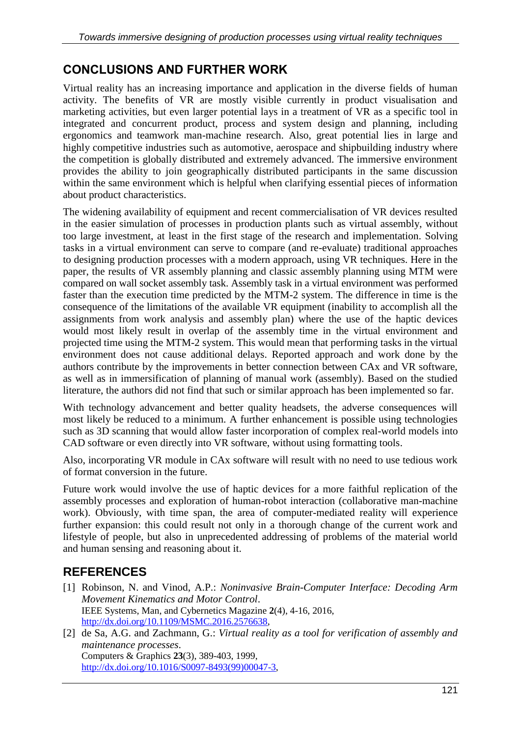## CONCLUSIONS AND FURTHER WORK

Virtual reality has an increasing importance and application in the diverse fields of human activity. The benefits of VR are mostly visible currently in product visualisation and marketing activities, but even larger potential lays in a treatment of VR as a specific tool in integrated and concurrent product, process and system design and planning, including ergonomics and teamwork man-machine research. Also, great potential lies in large and highly competitive industries such as automotive, aerospace and shipbuilding industry where the competition is globally distributed and extremely advanced. The immersive environment provides the ability to join geographically distributed participants in the same discussion within the same environment which is helpful when clarifying essential pieces of information about product characteristics.

The widening availability of equipment and recent commercialisation of VR devices resulted in the easier simulation of processes in production plants such as virtual assembly, without too large investment, at least in the first stage of the research and implementation. Solving tasks in a virtual environment can serve to compare (and re-evaluate) traditional approaches to designing production processes with a modern approach, using VR techniques. Here in the paper, the results of VR assembly planning and classic assembly planning using MTM were compared on wall socket assembly task. Assembly task in a virtual environment was performed faster than the execution time predicted by the MTM-2 system. The difference in time is the consequence of the limitations of the available VR equipment (inability to accomplish all the assignments from work analysis and assembly plan) where the use of the haptic devices would most likely result in overlap of the assembly time in the virtual environment and projected time using the MTM-2 system. This would mean that performing tasks in the virtual environment does not cause additional delays. Reported approach and work done by the authors contribute by the improvements in better connection between CAx and VR software, as well as in immersification of planning of manual work (assembly). Based on the studied literature, the authors did not find that such or similar approach has been implemented so far.

With technology advancement and better quality headsets, the adverse consequences will most likely be reduced to a minimum. A further enhancement is possible using technologies such as 3D scanning that would allow faster incorporation of complex real-world models into CAD software or even directly into VR software, without using formatting tools.

Also, incorporating VR module in CAx software will result with no need to use tedious work of format conversion in the future.

Future work would involve the use of haptic devices for a more faithful replication of the assembly processes and exploration of human-robot interaction (collaborative man-machine work). Obviously, with time span, the area of computer-mediated reality will experience further expansion: this could result not only in a thorough change of the current work and lifestyle of people, but also in unprecedented addressing of problems of the material world and human sensing and reasoning about it.

## REFERENCES

[1] Robinson, N. and Vinod, A.P.: *Noninvasive Brain-Computer Interface: Decoding Arm Movement Kinematics and Motor Control*. IEEE Systems, Man, and Cybernetics Magazine **2**(4), 4-16, 2016, http://dx.doi.org/10.1109/MSMC.2016.2576638,

[2] de Sa, A.G. and Zachmann, G.: *Virtual reality as a tool for verification of assembly and maintenance processes*. Computers & Graphics **23**(3), 389-403, 1999, http://dx.doi.org/10.1016/S0097-8493(99)00047-3,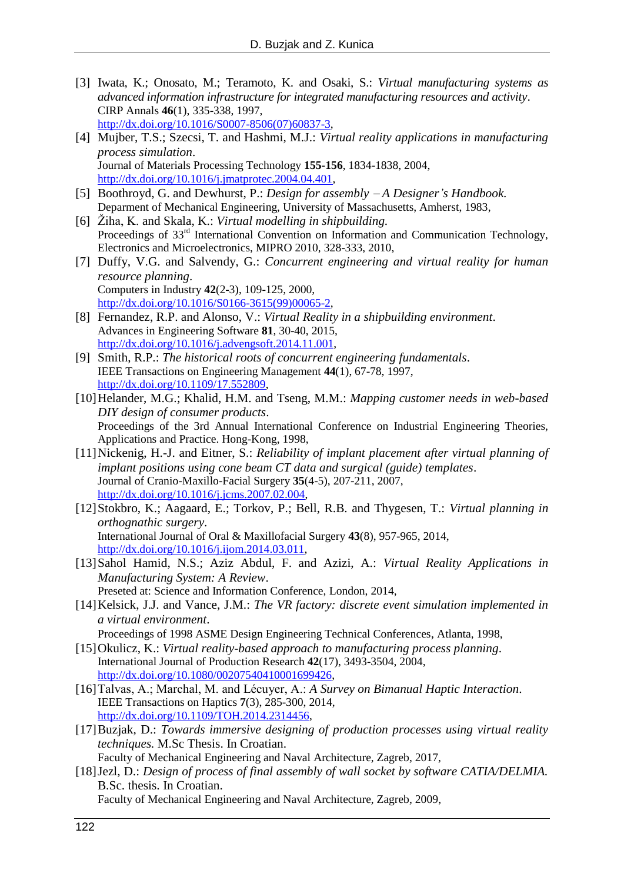[3] Iwata, K.; Onosato, M.; Teramoto, K. and Osaki, S.: *Virtual manufacturing systems as advanced information infrastructure for integrated manufacturing resources and activity*. CIRP Annals **46**(1), 335-338, 1997, http://dx.doi.org/10.1016/S0007-8506(07)60837-3,

[4] Mujber, T.S.; Szecsi, T. and Hashmi, M.J.: *Virtual reality applications in manufacturing process simulation*. Journal of Materials Processing Technology **155-156**, 1834-1838, 2004, http://dx.doi.org/10.1016/j.jmatprotec.2004.04.401,

[5] Boothroyd, G. and Dewhurst, P.: *Design for assembly – A Designer's Handbook.* Deparment of Mechanical Engineering, University of Massachusetts, Amherst, 1983,

[6] Žiha, K. and Skala, K.: *Virtual modelling in shipbuilding.* Proceedings of 33rd International Convention on Information and Communication Technology, Electronics and Microelectronics, MIPRO 2010, 328-333, 2010,

[7] Duffy, V.G. and Salvendy, G.: *Concurrent engineering and virtual reality for human resource planning*. Computers in Industry **42**(2-3), 109-125, 2000, http://dx.doi.org/10.1016/S0166-3615(99)00065-2,

[8] Fernandez, R.P. and Alonso, V.: *Virtual Reality in a shipbuilding environment*. Advances in Engineering Software **81**, 30-40, 2015, http://dx.doi.org/10.1016/j.advengsoft.2014.11.001,

[9] Smith, R.P.: *The historical roots of concurrent engineering fundamentals*. IEEE Transactions on Engineering Management **44**(1), 67-78, 1997, http://dx.doi.org/10.1109/17.552809,

[10] Helander, M.G.; Khalid, H.M. and Tseng, M.M.: *Mapping customer needs in web-based DIY design of consumer products*. Proceedings of the 3rd Annual International Conference on Industrial Engineering Theories, Applications and Practice. Hong-Kong, 1998,

[11] Nickenig, H.-J. and Eitner, S.: *Reliability of implant placement after virtual planning of implant positions using cone beam CT data and surgical (guide) templates*. Journal of Cranio-Maxillo-Facial Surgery **35**(4-5), 207-211, 2007, http://dx.doi.org/10.1016/j.jcms.2007.02.004,

[12] Stokbro, K.; Aagaard, E.; Torkov, P.; Bell, R.B. and Thygesen, T.: *Virtual planning in orthognathic surgery*. International Journal of Oral & Maxillofacial Surgery **43**(8), 957-965, 2014, http://dx.doi.org/10.1016/j.ijom.2014.03.011,

[13] Sahol Hamid, N.S.; Aziz Abdul, F. and Azizi, A.: *Virtual Reality Applications in Manufacturing System: A Review*. Preseted at: Science and Information Conference, London, 2014,

[14] Kelsick, J.J. and Vance, J.M.: *The VR factory: discrete event simulation implemented in a virtual environment*. Proceedings of 1998 ASME Design Engineering Technical Conferences, Atlanta, 1998,

[15] Okulicz, K.: *Virtual reality-based approach to manufacturing process planning*. International Journal of Production Research **42**(17), 3493-3504, 2004, http://dx.doi.org/10.1080/00207540410001699426,

[16] Talvas, A.; Marchal, M. and Lécuyer, A.: *A Survey on Bimanual Haptic Interaction*. IEEE Transactions on Haptics **7**(3), 285-300, 2014, http://dx.doi.org/10.1109/TOH.2014.2314456,

[17] Buzjak, D.: *Towards immersive designing of production processes using virtual reality techniques.* M.Sc Thesis. In Croatian. Faculty of Mechanical Engineering and Naval Architecture, Zagreb, 2017,

[18] Jezl, D.: *Design of process of final assembly of wall socket by software CATIA/DELMIA.* B.Sc. thesis. In Croatian. Faculty of Mechanical Engineering and Naval Architecture, Zagreb, 2009,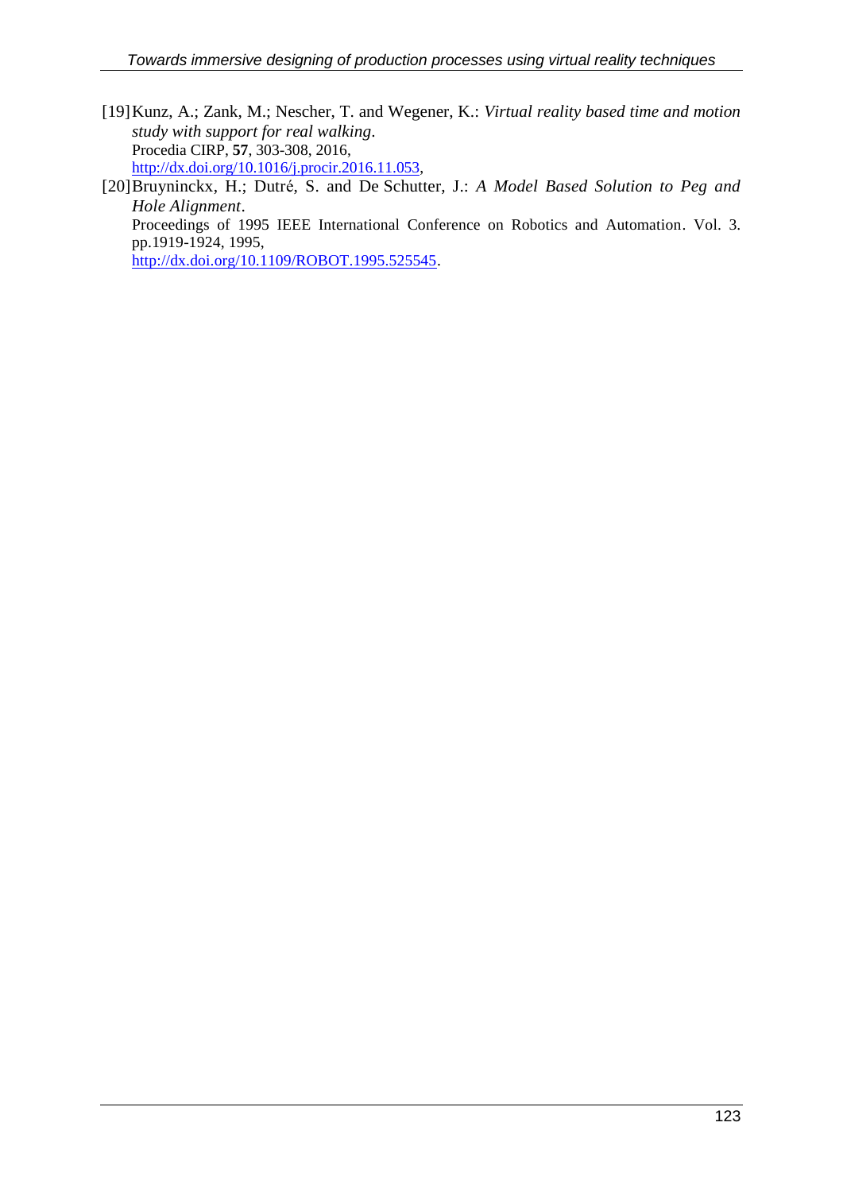[19] Kunz, A.; Zank, M.; Nescher, T. and Wegener, K.: *Virtual reality based time and motion study with support for real walking*.  
Procedia CIRP, **57**, 303-308, 2016,  
http://dx.doi.org/10.1016/j.procir.2016.11.053,

[20] Bruyninckx, H.; Dutré, S. and De Schutter, J.: *A Model Based Solution to Peg and Hole Alignment*.  
Proceedings of 1995 IEEE International Conference on Robotics and Automation. Vol. 3. pp.1919-1924, 1995,  
http://dx.doi.org/10.1109/ROBOT.1995.525545.